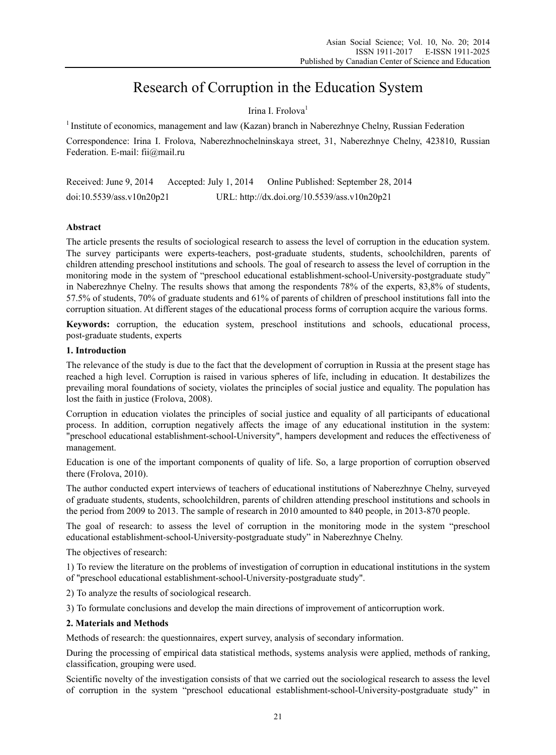# Research of Corruption in the Education System

Irina I. Frolova[1]

[1] Institute of economics, management and law (Kazan) branch in Naberezhnye Chelny, Russian Federation

Correspondence: Irina I. Frolova, Naberezhnochelninskaya street, 31, Naberezhnye Chelny, 423810, Russian Federation. E-mail: fii@mail.ru

Received: June 9, 2014 Accepted: July 1, 2014 Online Published: September 28, 2014

doi:10.5539/ass.v10n20p21 URL: http://dx.doi.org/10.5539/ass.v10n20p21

## Abstract

The article presents the results of sociological research to assess the level of corruption in the education system. The survey participants were experts-teachers, post-graduate students, students, schoolchildren, parents of children attending preschool institutions and schools. The goal of research to assess the level of corruption in the monitoring mode in the system of "preschool educational establishment-school-University-postgraduate study" in Naberezhnye Chelny. The results shows that among the respondents 78% of the experts, 83,8% of students, 57.5% of students, 70% of graduate students and 61% of parents of children of preschool institutions fall into the corruption situation. At different stages of the educational process forms of corruption acquire the various forms.

**Keywords:** corruption, the education system, preschool institutions and schools, educational process, post-graduate students, experts

## 1. Introduction

The relevance of the study is due to the fact that the development of corruption in Russia at the present stage has reached a high level. Corruption is raised in various spheres of life, including in education. It destabilizes the prevailing moral foundations of society, violates the principles of social justice and equality. The population has lost the faith in justice (Frolova, 2008).

Corruption in education violates the principles of social justice and equality of all participants of educational process. In addition, corruption negatively affects the image of any educational institution in the system: "preschool educational establishment-school-University", hampers development and reduces the effectiveness of management.

Education is one of the important components of quality of life. So, a large proportion of corruption observed there (Frolova, 2010).

The author conducted expert interviews of teachers of educational institutions of Naberezhnye Chelny, surveyed of graduate students, students, schoolchildren, parents of children attending preschool institutions and schools in the period from 2009 to 2013. The sample of research in 2010 amounted to 840 people, in 2013-870 people.

The goal of research: to assess the level of corruption in the monitoring mode in the system "preschool educational establishment-school-University-postgraduate study" in Naberezhnye Chelny.

The objectives of research:

1) To review the literature on the problems of investigation of corruption in educational institutions in the system of "preschool educational establishment-school-University-postgraduate study".

2) To analyze the results of sociological research.

3) To formulate conclusions and develop the main directions of improvement of anticorruption work.

## 2. Materials and Methods

Methods of research: the questionnaires, expert survey, analysis of secondary information.

During the processing of empirical data statistical methods, systems analysis were applied, methods of ranking, classification, grouping were used.

Scientific novelty of the investigation consists of that we carried out the sociological research to assess the level of corruption in the system "preschool educational establishment-school-University-postgraduate study" in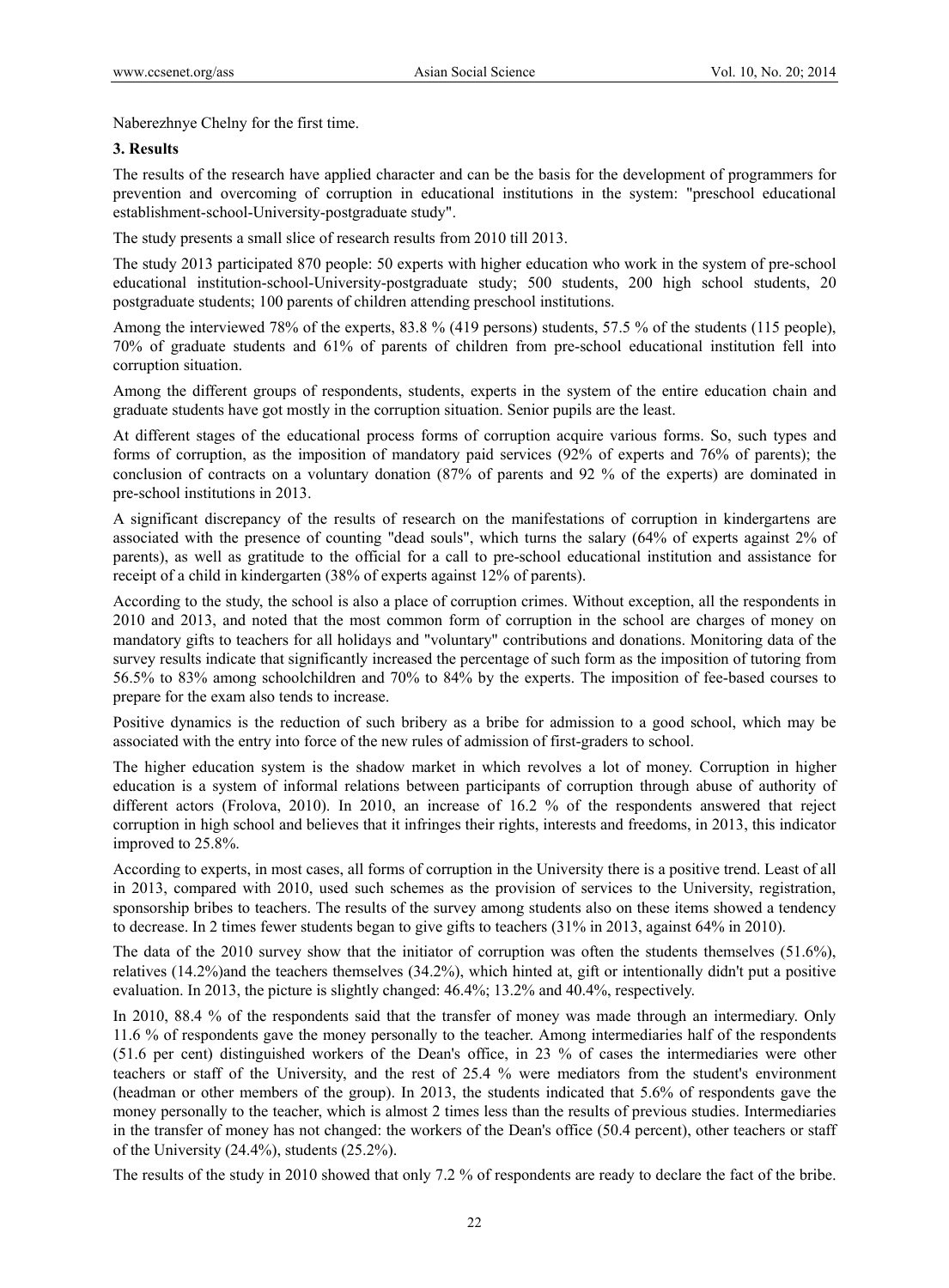Naberezhnye Chelny for the first time.

## 3. Results

The results of the research have applied character and can be the basis for the development of programmers for prevention and overcoming of corruption in educational institutions in the system: "preschool educational establishment-school-University-postgraduate study".

The study presents a small slice of research results from 2010 till 2013.

The study 2013 participated 870 people: 50 experts with higher education who work in the system of pre-school educational institution-school-University-postgraduate study; 500 students, 200 high school students, 20 postgraduate students; 100 parents of children attending preschool institutions.

Among the interviewed 78% of the experts, 83.8 % (419 persons) students, 57.5 % of the students (115 people), 70% of graduate students and 61% of parents of children from pre-school educational institution fell into corruption situation.

Among the different groups of respondents, students, experts in the system of the entire education chain and graduate students have got mostly in the corruption situation. Senior pupils are the least.

At different stages of the educational process forms of corruption acquire various forms. So, such types and forms of corruption, as the imposition of mandatory paid services (92% of experts and 76% of parents); the conclusion of contracts on a voluntary donation (87% of parents and 92 % of the experts) are dominated in pre-school institutions in 2013.

A significant discrepancy of the results of research on the manifestations of corruption in kindergartens are associated with the presence of counting "dead souls", which turns the salary (64% of experts against 2% of parents), as well as gratitude to the official for a call to pre-school educational institution and assistance for receipt of a child in kindergarten (38% of experts against 12% of parents).

According to the study, the school is also a place of corruption crimes. Without exception, all the respondents in 2010 and 2013, and noted that the most common form of corruption in the school are charges of money on mandatory gifts to teachers for all holidays and "voluntary" contributions and donations. Monitoring data of the survey results indicate that significantly increased the percentage of such form as the imposition of tutoring from 56.5% to 83% among schoolchildren and 70% to 84% by the experts. The imposition of fee-based courses to prepare for the exam also tends to increase.

Positive dynamics is the reduction of such bribery as a bribe for admission to a good school, which may be associated with the entry into force of the new rules of admission of first-graders to school.

The higher education system is the shadow market in which revolves a lot of money. Corruption in higher education is a system of informal relations between participants of corruption through abuse of authority of different actors (Frolova, 2010). In 2010, an increase of 16.2 % of the respondents answered that reject corruption in high school and believes that it infringes their rights, interests and freedoms, in 2013, this indicator improved to 25.8%.

According to experts, in most cases, all forms of corruption in the University there is a positive trend. Least of all in 2013, compared with 2010, used such schemes as the provision of services to the University, registration, sponsorship bribes to teachers. The results of the survey among students also on these items showed a tendency to decrease. In 2 times fewer students began to give gifts to teachers (31% in 2013, against 64% in 2010).

The data of the 2010 survey show that the initiator of corruption was often the students themselves (51.6%), relatives (14.2%)and the teachers themselves (34.2%), which hinted at, gift or intentionally didn't put a positive evaluation. In 2013, the picture is slightly changed: 46.4%; 13.2% and 40.4%, respectively.

In 2010, 88.4 % of the respondents said that the transfer of money was made through an intermediary. Only 11.6 % of respondents gave the money personally to the teacher. Among intermediaries half of the respondents (51.6 per cent) distinguished workers of the Dean's office, in 23 % of cases the intermediaries were other teachers or staff of the University, and the rest of 25.4 % were mediators from the student's environment (headman or other members of the group). In 2013, the students indicated that 5.6% of respondents gave the money personally to the teacher, which is almost 2 times less than the results of previous studies. Intermediaries in the transfer of money has not changed: the workers of the Dean's office (50.4 percent), other teachers or staff of the University (24.4%), students (25.2%).

The results of the study in 2010 showed that only 7.2 % of respondents are ready to declare the fact of the bribe.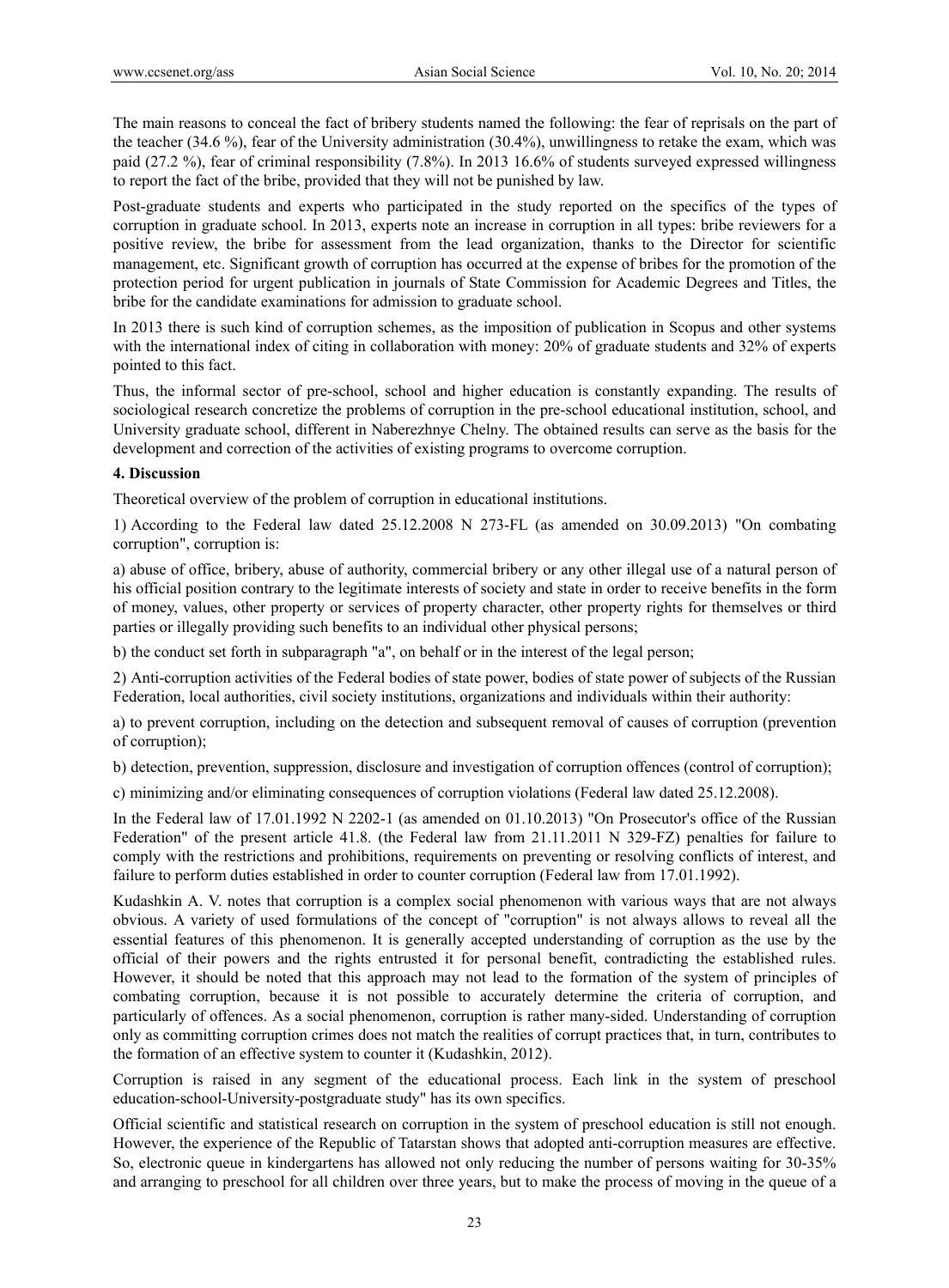The main reasons to conceal the fact of bribery students named the following: the fear of reprisals on the part of the teacher (34.6 %), fear of the University administration (30.4%), unwillingness to retake the exam, which was paid (27.2 %), fear of criminal responsibility (7.8%). In 2013 16.6% of students surveyed expressed willingness to report the fact of the bribe, provided that they will not be punished by law.

Post-graduate students and experts who participated in the study reported on the specifics of the types of corruption in graduate school. In 2013, experts note an increase in corruption in all types: bribe reviewers for a positive review, the bribe for assessment from the lead organization, thanks to the Director for scientific management, etc. Significant growth of corruption has occurred at the expense of bribes for the promotion of the protection period for urgent publication in journals of State Commission for Academic Degrees and Titles, the bribe for the candidate examinations for admission to graduate school.

In 2013 there is such kind of corruption schemes, as the imposition of publication in Scopus and other systems with the international index of citing in collaboration with money: 20% of graduate students and 32% of experts pointed to this fact.

Thus, the informal sector of pre-school, school and higher education is constantly expanding. The results of sociological research concretize the problems of corruption in the pre-school educational institution, school, and University graduate school, different in Naberezhnye Chelny. The obtained results can serve as the basis for the development and correction of the activities of existing programs to overcome corruption.

**4. Discussion**

Theoretical overview of the problem of corruption in educational institutions.

1) According to the Federal law dated 25.12.2008 N 273-FL (as amended on 30.09.2013) "On combating corruption", corruption is:

a) abuse of office, bribery, abuse of authority, commercial bribery or any other illegal use of a natural person of his official position contrary to the legitimate interests of society and state in order to receive benefits in the form of money, values, other property or services of property character, other property rights for themselves or third parties or illegally providing such benefits to an individual other physical persons;

b) the conduct set forth in subparagraph "a", on behalf or in the interest of the legal person;

2) Anti-corruption activities of the Federal bodies of state power, bodies of state power of subjects of the Russian Federation, local authorities, civil society institutions, organizations and individuals within their authority:

a) to prevent corruption, including on the detection and subsequent removal of causes of corruption (prevention of corruption);

b) detection, prevention, suppression, disclosure and investigation of corruption offences (control of corruption);

c) minimizing and/or eliminating consequences of corruption violations (Federal law dated 25.12.2008).

In the Federal law of 17.01.1992 N 2202-1 (as amended on 01.10.2013) "On Prosecutor's office of the Russian Federation" of the present article 41.8. (the Federal law from 21.11.2011 N 329-FZ) penalties for failure to comply with the restrictions and prohibitions, requirements on preventing or resolving conflicts of interest, and failure to perform duties established in order to counter corruption (Federal law from 17.01.1992).

Kudashkin A. V. notes that corruption is a complex social phenomenon with various ways that are not always obvious. A variety of used formulations of the concept of "corruption" is not always allows to reveal all the essential features of this phenomenon. It is generally accepted understanding of corruption as the use by the official of their powers and the rights entrusted it for personal benefit, contradicting the established rules. However, it should be noted that this approach may not lead to the formation of the system of principles of combating corruption, because it is not possible to accurately determine the criteria of corruption, and particularly of offences. As a social phenomenon, corruption is rather many-sided. Understanding of corruption only as committing corruption crimes does not match the realities of corrupt practices that, in turn, contributes to the formation of an effective system to counter it (Kudashkin, 2012).

Corruption is raised in any segment of the educational process. Each link in the system of preschool education-school-University-postgraduate study" has its own specifics.

Official scientific and statistical research on corruption in the system of preschool education is still not enough. However, the experience of the Republic of Tatarstan shows that adopted anti-corruption measures are effective. So, electronic queue in kindergartens has allowed not only reducing the number of persons waiting for 30-35% and arranging to preschool for all children over three years, but to make the process of moving in the queue of a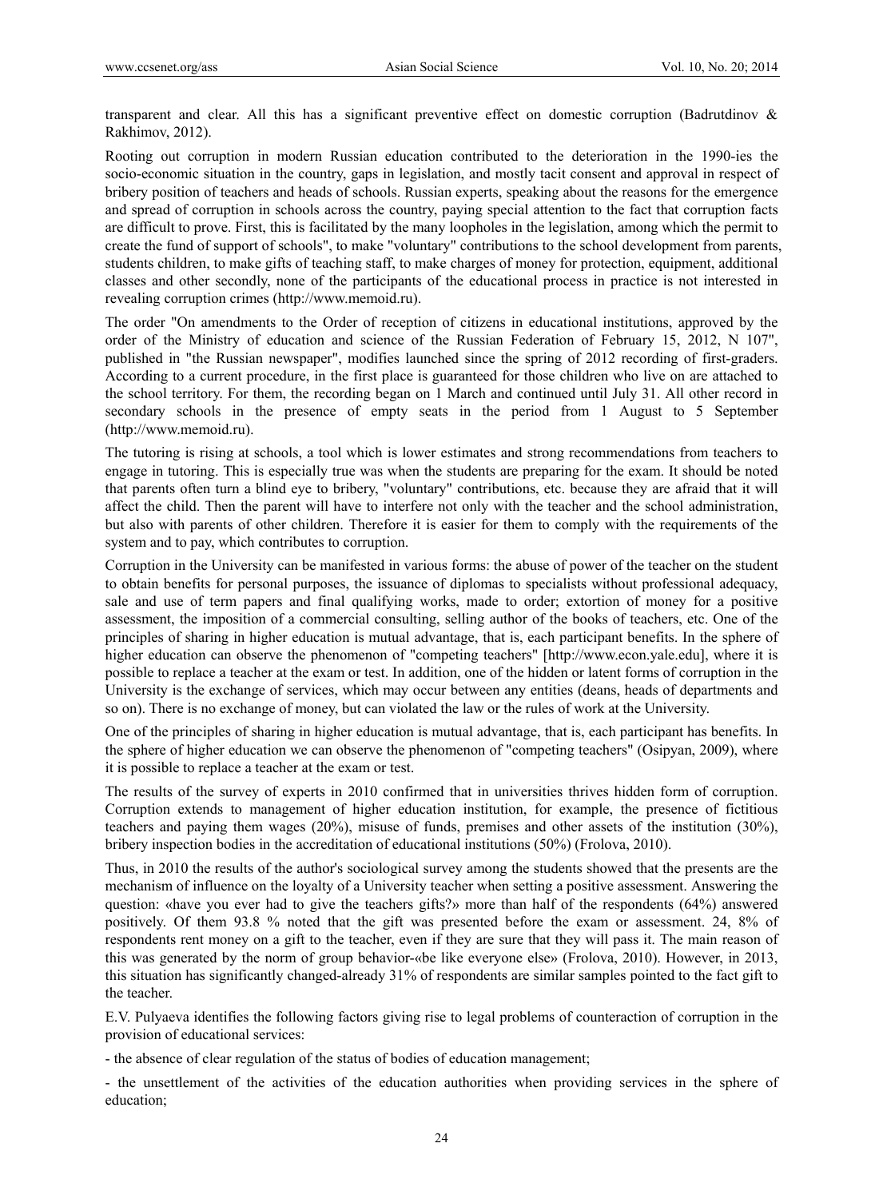transparent and clear. All this has a significant preventive effect on domestic corruption (Badrutdinov & Rakhimov, 2012).

Rooting out corruption in modern Russian education contributed to the deterioration in the 1990-ies the socio-economic situation in the country, gaps in legislation, and mostly tacit consent and approval in respect of bribery position of teachers and heads of schools. Russian experts, speaking about the reasons for the emergence and spread of corruption in schools across the country, paying special attention to the fact that corruption facts are difficult to prove. First, this is facilitated by the many loopholes in the legislation, among which the permit to create the fund of support of schools", to make "voluntary" contributions to the school development from parents, students children, to make gifts of teaching staff, to make charges of money for protection, equipment, additional classes and other secondly, none of the participants of the educational process in practice is not interested in revealing corruption crimes (http://www.memoid.ru).

The order "On amendments to the Order of reception of citizens in educational institutions, approved by the order of the Ministry of education and science of the Russian Federation of February 15, 2012, N 107", published in "the Russian newspaper", modifies launched since the spring of 2012 recording of first-graders. According to a current procedure, in the first place is guaranteed for those children who live on are attached to the school territory. For them, the recording began on 1 March and continued until July 31. All other record in secondary schools in the presence of empty seats in the period from 1 August to 5 September (http://www.memoid.ru).

The tutoring is rising at schools, a tool which is lower estimates and strong recommendations from teachers to engage in tutoring. This is especially true was when the students are preparing for the exam. It should be noted that parents often turn a blind eye to bribery, "voluntary" contributions, etc. because they are afraid that it will affect the child. Then the parent will have to interfere not only with the teacher and the school administration, but also with parents of other children. Therefore it is easier for them to comply with the requirements of the system and to pay, which contributes to corruption.

Corruption in the University can be manifested in various forms: the abuse of power of the teacher on the student to obtain benefits for personal purposes, the issuance of diplomas to specialists without professional adequacy, sale and use of term papers and final qualifying works, made to order; extortion of money for a positive assessment, the imposition of a commercial consulting, selling author of the books of teachers, etc. One of the principles of sharing in higher education is mutual advantage, that is, each participant benefits. In the sphere of higher education can observe the phenomenon of "competing teachers" [http://www.econ.yale.edu], where it is possible to replace a teacher at the exam or test. In addition, one of the hidden or latent forms of corruption in the University is the exchange of services, which may occur between any entities (deans, heads of departments and so on). There is no exchange of money, but can violated the law or the rules of work at the University.

One of the principles of sharing in higher education is mutual advantage, that is, each participant has benefits. In the sphere of higher education we can observe the phenomenon of "competing teachers" (Osipyan, 2009), where it is possible to replace a teacher at the exam or test.

The results of the survey of experts in 2010 confirmed that in universities thrives hidden form of corruption. Corruption extends to management of higher education institution, for example, the presence of fictitious teachers and paying them wages (20%), misuse of funds, premises and other assets of the institution (30%), bribery inspection bodies in the accreditation of educational institutions (50%) (Frolova, 2010).

Thus, in 2010 the results of the author's sociological survey among the students showed that the presents are the mechanism of influence on the loyalty of a University teacher when setting a positive assessment. Answering the question: «have you ever had to give the teachers gifts?» more than half of the respondents (64%) answered positively. Of them 93.8 % noted that the gift was presented before the exam or assessment. 24, 8% of respondents rent money on a gift to the teacher, even if they are sure that they will pass it. The main reason of this was generated by the norm of group behavior-«be like everyone else» (Frolova, 2010). However, in 2013, this situation has significantly changed-already 31% of respondents are similar samples pointed to the fact gift to the teacher.

E.V. Pulyaeva identifies the following factors giving rise to legal problems of counteraction of corruption in the provision of educational services:

- the absence of clear regulation of the status of bodies of education management;

- the unsettlement of the activities of the education authorities when providing services in the sphere of education;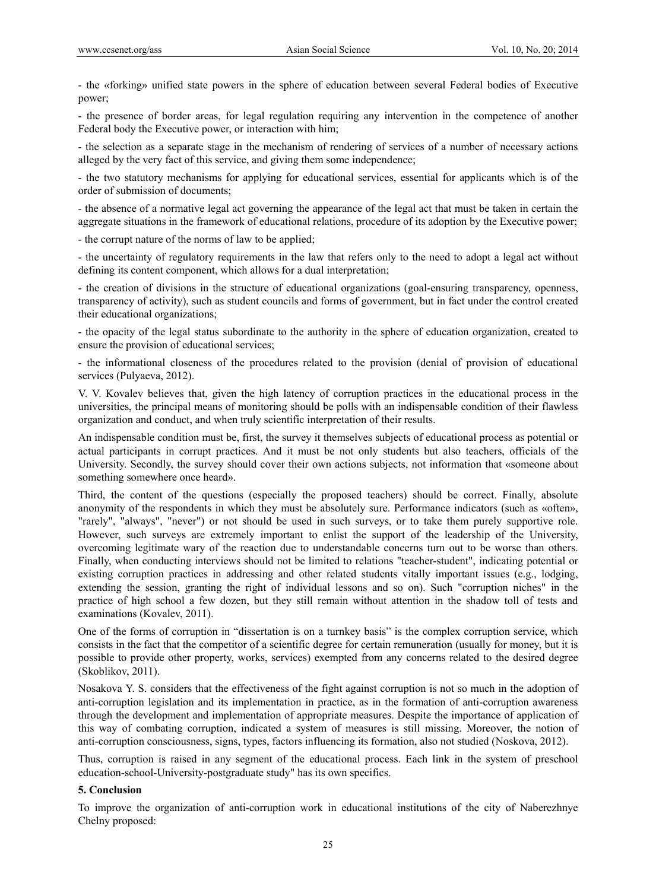- the «forking» unified state powers in the sphere of education between several Federal bodies of Executive power;

- the presence of border areas, for legal regulation requiring any intervention in the competence of another Federal body the Executive power, or interaction with him;

- the selection as a separate stage in the mechanism of rendering of services of a number of necessary actions alleged by the very fact of this service, and giving them some independence;

- the two statutory mechanisms for applying for educational services, essential for applicants which is of the order of submission of documents;

- the absence of a normative legal act governing the appearance of the legal act that must be taken in certain the aggregate situations in the framework of educational relations, procedure of its adoption by the Executive power;

- the corrupt nature of the norms of law to be applied;

- the uncertainty of regulatory requirements in the law that refers only to the need to adopt a legal act without defining its content component, which allows for a dual interpretation;

- the creation of divisions in the structure of educational organizations (goal-ensuring transparency, openness, transparency of activity), such as student councils and forms of government, but in fact under the control created their educational organizations;

- the opacity of the legal status subordinate to the authority in the sphere of education organization, created to ensure the provision of educational services;

- the informational closeness of the procedures related to the provision (denial of provision of educational services (Pulyaeva, 2012).

V. V. Kovalev believes that, given the high latency of corruption practices in the educational process in the universities, the principal means of monitoring should be polls with an indispensable condition of their flawless organization and conduct, and when truly scientific interpretation of their results.

An indispensable condition must be, first, the survey it themselves subjects of educational process as potential or actual participants in corrupt practices. And it must be not only students but also teachers, officials of the University. Secondly, the survey should cover their own actions subjects, not information that «someone about something somewhere once heard».

Third, the content of the questions (especially the proposed teachers) should be correct. Finally, absolute anonymity of the respondents in which they must be absolutely sure. Performance indicators (such as «often», "rarely", "always", "never") or not should be used in such surveys, or to take them purely supportive role. However, such surveys are extremely important to enlist the support of the leadership of the University, overcoming legitimate wary of the reaction due to understandable concerns turn out to be worse than others. Finally, when conducting interviews should not be limited to relations "teacher-student", indicating potential or existing corruption practices in addressing and other related students vitally important issues (e.g., lodging, extending the session, granting the right of individual lessons and so on). Such "corruption niches" in the practice of high school a few dozen, but they still remain without attention in the shadow toll of tests and examinations (Kovalev, 2011).

One of the forms of corruption in “dissertation is on a turnkey basis” is the complex corruption service, which consists in the fact that the competitor of a scientific degree for certain remuneration (usually for money, but it is possible to provide other property, works, services) exempted from any concerns related to the desired degree (Skoblikov, 2011).

Nosakova Y. S. considers that the effectiveness of the fight against corruption is not so much in the adoption of anti-corruption legislation and its implementation in practice, as in the formation of anti-corruption awareness through the development and implementation of appropriate measures. Despite the importance of application of this way of combating corruption, indicated a system of measures is still missing. Moreover, the notion of anti-corruption consciousness, signs, types, factors influencing its formation, also not studied (Noskova, 2012).

Thus, corruption is raised in any segment of the educational process. Each link in the system of preschool education-school-University-postgraduate study" has its own specifics.

## 5. Conclusion

To improve the organization of anti-corruption work in educational institutions of the city of Naberezhnye Chelny proposed: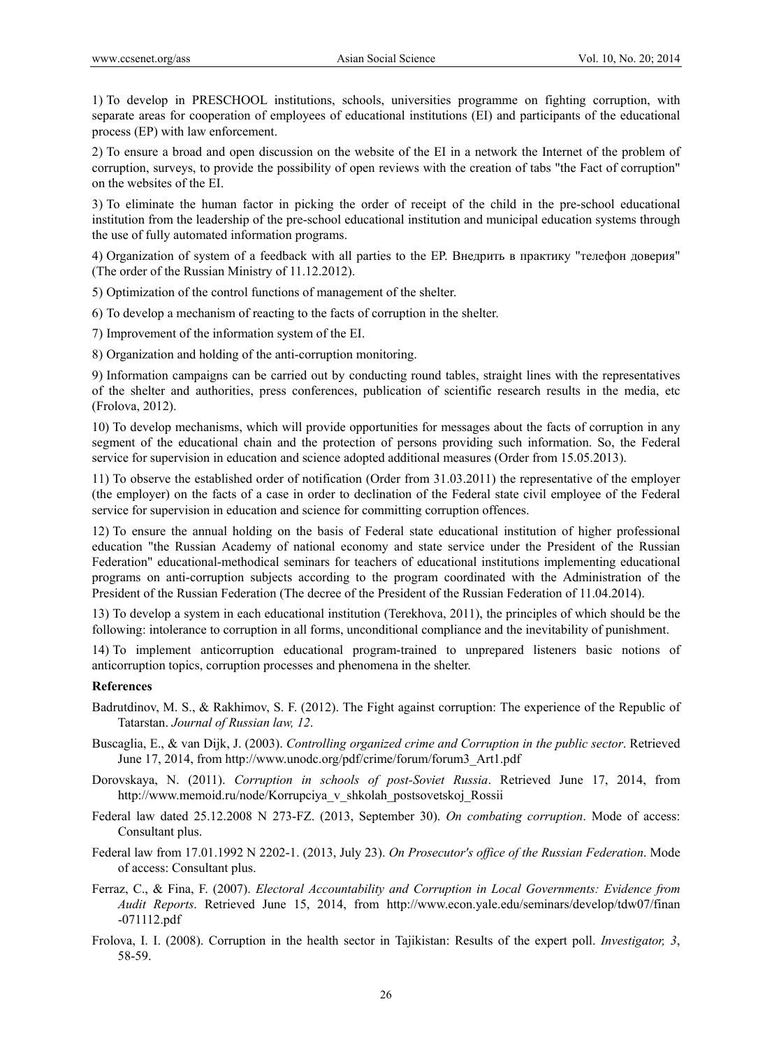1) To develop in PRESCHOOL institutions, schools, universities programme on fighting corruption, with separate areas for cooperation of employees of educational institutions (EI) and participants of the educational process (EP) with law enforcement.

2) To ensure a broad and open discussion on the website of the EI in a network the Internet of the problem of corruption, surveys, to provide the possibility of open reviews with the creation of tabs "the Fact of corruption" on the websites of the EI.

3) To eliminate the human factor in picking the order of receipt of the child in the pre-school educational institution from the leadership of the pre-school educational institution and municipal education systems through the use of fully automated information programs.

4) Organization of system of a feedback with all parties to the EP. Внедрить в практику "телефон доверия" (The order of the Russian Ministry of 11.12.2012).

5) Optimization of the control functions of management of the shelter.

6) To develop a mechanism of reacting to the facts of corruption in the shelter.

7) Improvement of the information system of the EI.

8) Organization and holding of the anti-corruption monitoring.

9) Information campaigns can be carried out by conducting round tables, straight lines with the representatives of the shelter and authorities, press conferences, publication of scientific research results in the media, etc (Frolova, 2012).

10) To develop mechanisms, which will provide opportunities for messages about the facts of corruption in any segment of the educational chain and the protection of persons providing such information. So, the Federal service for supervision in education and science adopted additional measures (Order from 15.05.2013).

11) To observe the established order of notification (Order from 31.03.2011) the representative of the employer (the employer) on the facts of a case in order to declination of the Federal state civil employee of the Federal service for supervision in education and science for committing corruption offences.

12) To ensure the annual holding on the basis of Federal state educational institution of higher professional education "the Russian Academy of national economy and state service under the President of the Russian Federation" educational-methodical seminars for teachers of educational institutions implementing educational programs on anti-corruption subjects according to the program coordinated with the Administration of the President of the Russian Federation (The decree of the President of the Russian Federation of 11.04.2014).

13) To develop a system in each educational institution (Terekhova, 2011), the principles of which should be the following: intolerance to corruption in all forms, unconditional compliance and the inevitability of punishment.

14) To implement anticorruption educational program-trained to unprepared listeners basic notions of anticorruption topics, corruption processes and phenomena in the shelter.

## References

Badrutdinov, M. S., & Rakhimov, S. F. (2012). The Fight against corruption: The experience of the Republic of Tatarstan. *Journal of Russian law, 12*.

Buscaglia, E., & van Dijk, J. (2003). *Controlling organized crime and Corruption in the public sector*. Retrieved June 17, 2014, from http://www.unodc.org/pdf/crime/forum/forum3_Art1.pdf

Dorovskaya, N. (2011). *Corruption in schools of post-Soviet Russia*. Retrieved June 17, 2014, from http://www.memoid.ru/node/Korrupciya_v_shkolah_postsovetskoj_Rossii

Federal law dated 25.12.2008 N 273-FZ. (2013, September 30). *On combating corruption*. Mode of access: Consultant plus.

Federal law from 17.01.1992 N 2202-1. (2013, July 23). *On Prosecutor's office of the Russian Federation*. Mode of access: Consultant plus.

Ferraz, C., & Fina, F. (2007). *Electoral Accountability and Corruption in Local Governments: Evidence from Audit Reports*. Retrieved June 15, 2014, from http://www.econ.yale.edu/seminars/develop/tdw07/finan-071112.pdf

Frolova, I. I. (2008). Corruption in the health sector in Tajikistan: Results of the expert poll. *Investigator, 3*, 58-59.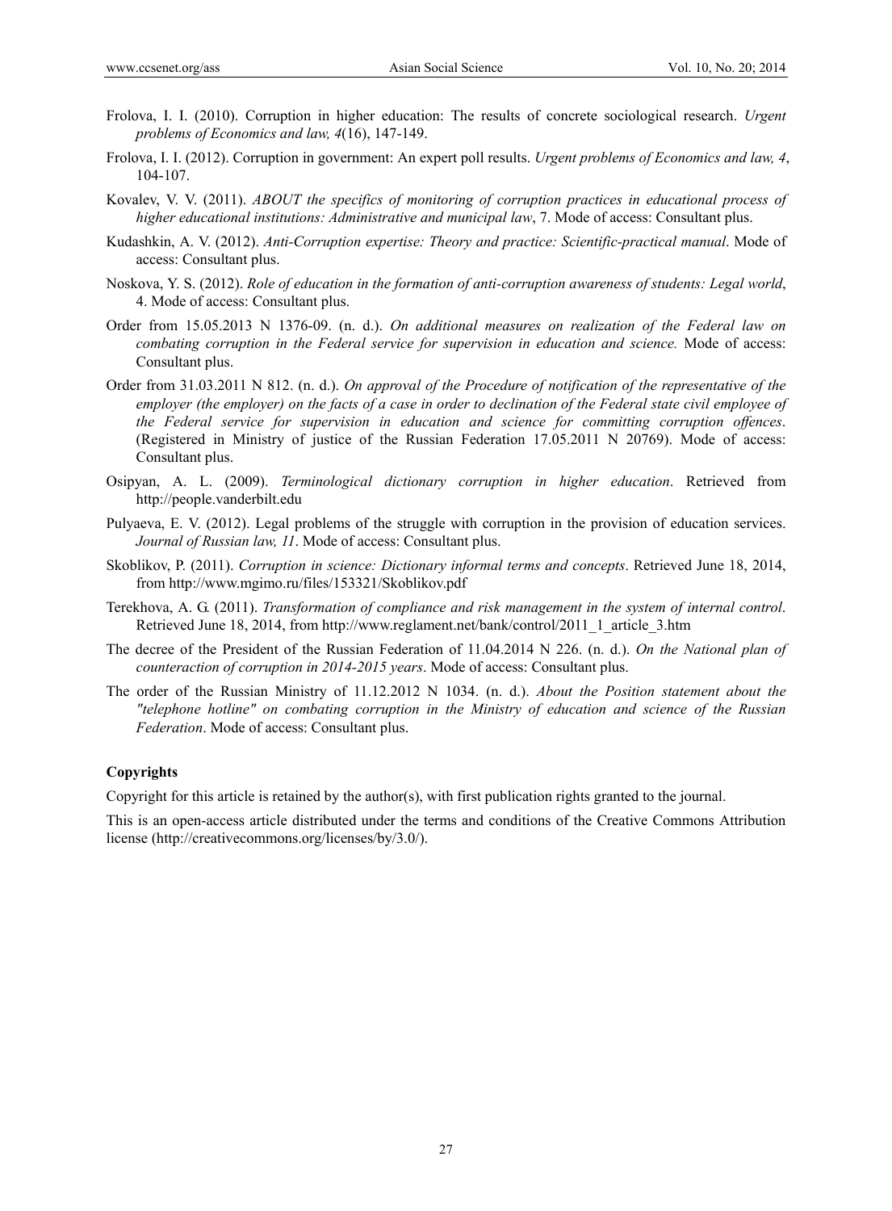Frolova, I. I. (2010). Corruption in higher education: The results of concrete sociological research. *Urgent problems of Economics and law, 4*(16), 147-149.

Frolova, I. I. (2012). Corruption in government: An expert poll results. *Urgent problems of Economics and law, 4*, 104-107.

Kovalev, V. V. (2011). *ABOUT the specifics of monitoring of corruption practices in educational process of higher educational institutions: Administrative and municipal law*, 7. Mode of access: Consultant plus.

Kudashkin, A. V. (2012). *Anti-Corruption expertise: Theory and practice: Scientific-practical manual*. Mode of access: Consultant plus.

Noskova, Y. S. (2012). *Role of education in the formation of anti-corruption awareness of students: Legal world*, 4. Mode of access: Consultant plus.

Order from 15.05.2013 N 1376-09. (n. d.). *On additional measures on realization of the Federal law on combating corruption in the Federal service for supervision in education and science.* Mode of access: Consultant plus.

Order from 31.03.2011 N 812. (n. d.). *On approval of the Procedure of notification of the representative of the employer (the employer) on the facts of a case in order to declination of the Federal state civil employee of the Federal service for supervision in education and science for committing corruption offences*. (Registered in Ministry of justice of the Russian Federation 17.05.2011 N 20769). Mode of access: Consultant plus.

Osipyan, A. L. (2009). *Terminological dictionary corruption in higher education*. Retrieved from http://people.vanderbilt.edu

Pulyaeva, E. V. (2012). Legal problems of the struggle with corruption in the provision of education services. *Journal of Russian law, 11*. Mode of access: Consultant plus.

Skoblikov, P. (2011). *Corruption in science: Dictionary informal terms and concepts*. Retrieved June 18, 2014, from http://www.mgimo.ru/files/153321/Skoblikov.pdf

Terekhova, A. G. (2011). *Transformation of compliance and risk management in the system of internal control*. Retrieved June 18, 2014, from http://www.reglament.net/bank/control/2011_1_article_3.htm

The decree of the President of the Russian Federation of 11.04.2014 N 226. (n. d.). *On the National plan of counteraction of corruption in 2014-2015 years*. Mode of access: Consultant plus.

The order of the Russian Ministry of 11.12.2012 N 1034. (n. d.). *About the Position statement about the "telephone hotline" on combating corruption in the Ministry of education and science of the Russian Federation*. Mode of access: Consultant plus.

### Copyrights

Copyright for this article is retained by the author(s), with first publication rights granted to the journal.

This is an open-access article distributed under the terms and conditions of the Creative Commons Attribution license (http://creativecommons.org/licenses/by/3.0/).